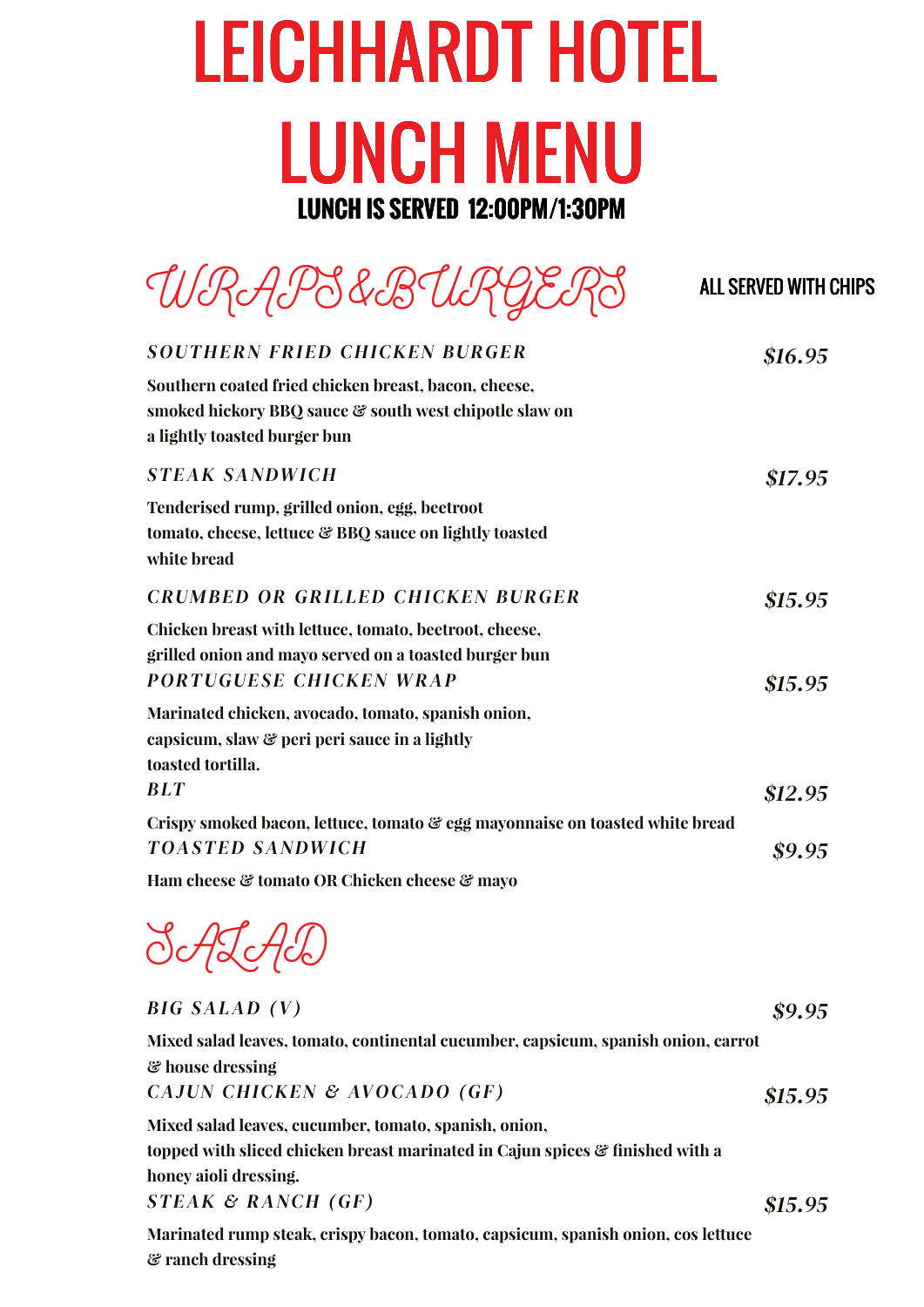# LEICHHARDT HOTEL LUNCH MENU

**LUNCH IS SERVED 12:00PM/1:30PM**

## WRAPS&BURGERS

ALL SERVED WITH CHIPS

***SOUTHERN FRIED CHICKEN BURGER*** — ***$16.95***

**Southern coated fried chicken breast, bacon, cheese, smoked hickory BBQ sauce & south west chipotle slaw on a lightly toasted burger bun**

***STEAK SANDWICH*** — ***$17.95***

**Tenderised rump, grilled onion, egg, beetroot tomato, cheese, lettuce & BBQ sauce on lightly toasted white bread**

***CRUMBED OR GRILLED CHICKEN BURGER*** — ***$15.95***

**Chicken breast with lettuce, tomato, beetroot, cheese, grilled onion and mayo served on a toasted burger bun**

***PORTUGUESE CHICKEN WRAP*** — ***$15.95***

**Marinated chicken, avocado, tomato, spanish onion, capsicum, slaw & peri peri sauce in a lightly toasted tortilla.**

***BLT*** — ***$12.95***

**Crispy smoked bacon, lettuce, tomato & egg mayonnaise on toasted white bread**

***TOASTED SANDWICH*** — ***$9.95***

**Ham cheese & tomato OR Chicken cheese & mayo**

## SALAD

***BIG SALAD (V)*** — ***$9.95***

**Mixed salad leaves, tomato, continental cucumber, capsicum, spanish onion, carrot & house dressing**

***CAJUN CHICKEN & AVOCADO (GF)*** — ***$15.95***

**Mixed salad leaves, cucumber, tomato, spanish, onion, topped with sliced chicken breast marinated in Cajun spices & finished with a honey aioli dressing.**

***STEAK & RANCH (GF)*** — ***$15.95***

**Marinated rump steak, crispy bacon, tomato, capsicum, spanish onion, cos lettuce & ranch dressing**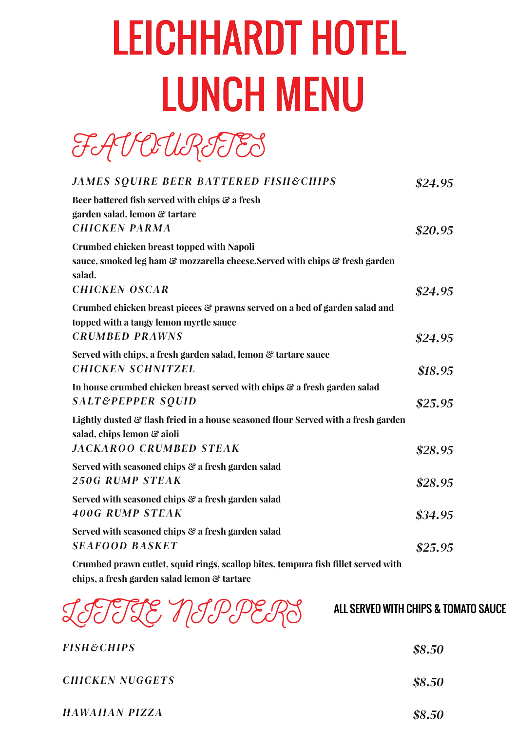# LEICHHARDT HOTEL LUNCH MENU

## FAVOURITES

***JAMES SQUIRE BEER BATTERED FISH&CHIPS*** — ***$24.95***

**Beer battered fish served with chips & a fresh garden salad, lemon & tartare**

***CHICKEN PARMA*** — ***$20.95***

**Crumbed chicken breast topped with Napoli sauce, smoked leg ham & mozzarella cheese.Served with chips & fresh garden salad.**

***CHICKEN OSCAR*** — ***$24.95***

**Crumbed chicken breast pieces & prawns served on a bed of garden salad and topped with a tangy lemon myrtle sauce**

***CRUMBED PRAWNS*** — ***$24.95***

**Served with chips, a fresh garden salad, lemon & tartare sauce**

***CHICKEN SCHNITZEL*** — ***$18.95***

**In house crumbed chicken breast served with chips & a fresh garden salad**

***SALT&PEPPER SQUID*** — ***$25.95***

**Lightly dusted & flash fried in a house seasoned flour Served with a fresh garden salad, chips lemon & aioli**

***JACKAROO CRUMBED STEAK*** — ***$28.95***

**Served with seasoned chips & a fresh garden salad**

***250G RUMP STEAK*** — ***$28.95***

**Served with seasoned chips & a fresh garden salad**

***400G RUMP STEAK*** — ***$34.95***

**Served with seasoned chips & a fresh garden salad**

***SEAFOOD BASKET*** — ***$25.95***

**Crumbed prawn cutlet, squid rings, scallop bites, tempura fish fillet served with chips, a fresh garden salad lemon & tartare**

## LITTLE NIPPERS

ALL SERVED WITH CHIPS & TOMATO SAUCE

***FISH&CHIPS*** — ***$8.50***

***CHICKEN NUGGETS*** — ***$8.50***

***HAWAIIAN PIZZA*** — ***$8.50***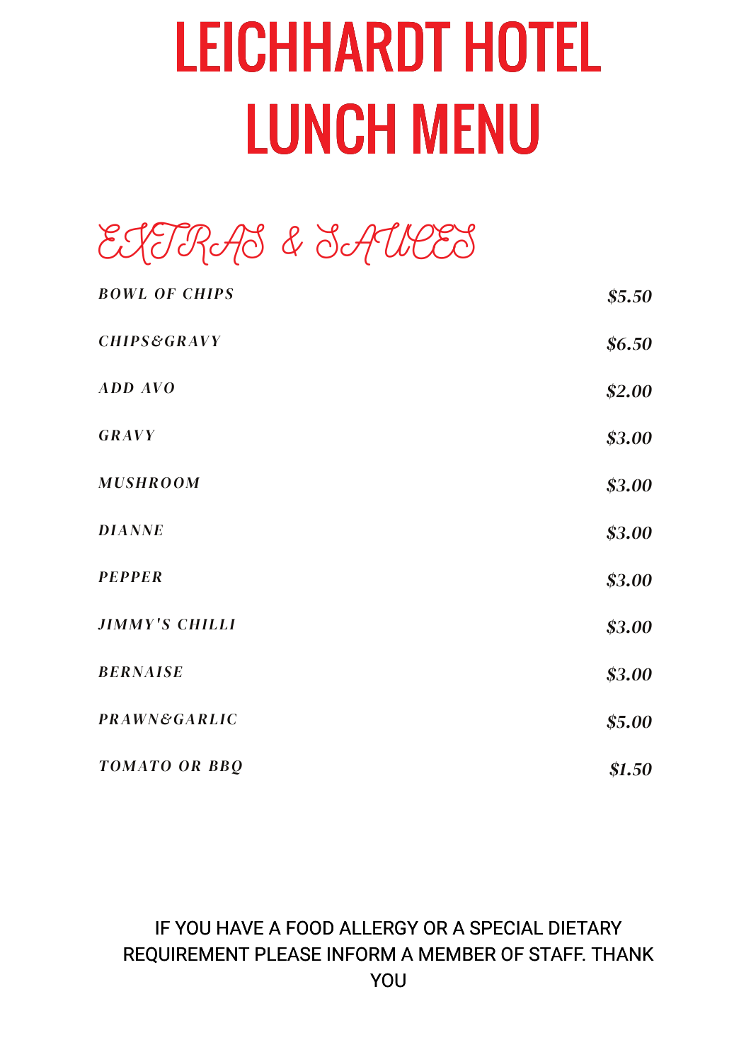# LEICHHARDT HOTEL LUNCH MENU

## EXTRAS & SAUCES

| | |
|---|---|
| ***BOWL OF CHIPS*** | ***$5.50*** |
| ***CHIPS&GRAVY*** | ***$6.50*** |
| ***ADD AVO*** | ***$2.00*** |
| ***GRAVY*** | ***$3.00*** |
| ***MUSHROOM*** | ***$3.00*** |
| ***DIANNE*** | ***$3.00*** |
| ***PEPPER*** | ***$3.00*** |
| ***JIMMY'S CHILLI*** | ***$3.00*** |
| ***BERNAISE*** | ***$3.00*** |
| ***PRAWN&GARLIC*** | ***$5.00*** |
| ***TOMATO OR BBQ*** | ***$1.50*** |

IF YOU HAVE A FOOD ALLERGY OR A SPECIAL DIETARY REQUIREMENT PLEASE INFORM A MEMBER OF STAFF. THANK YOU